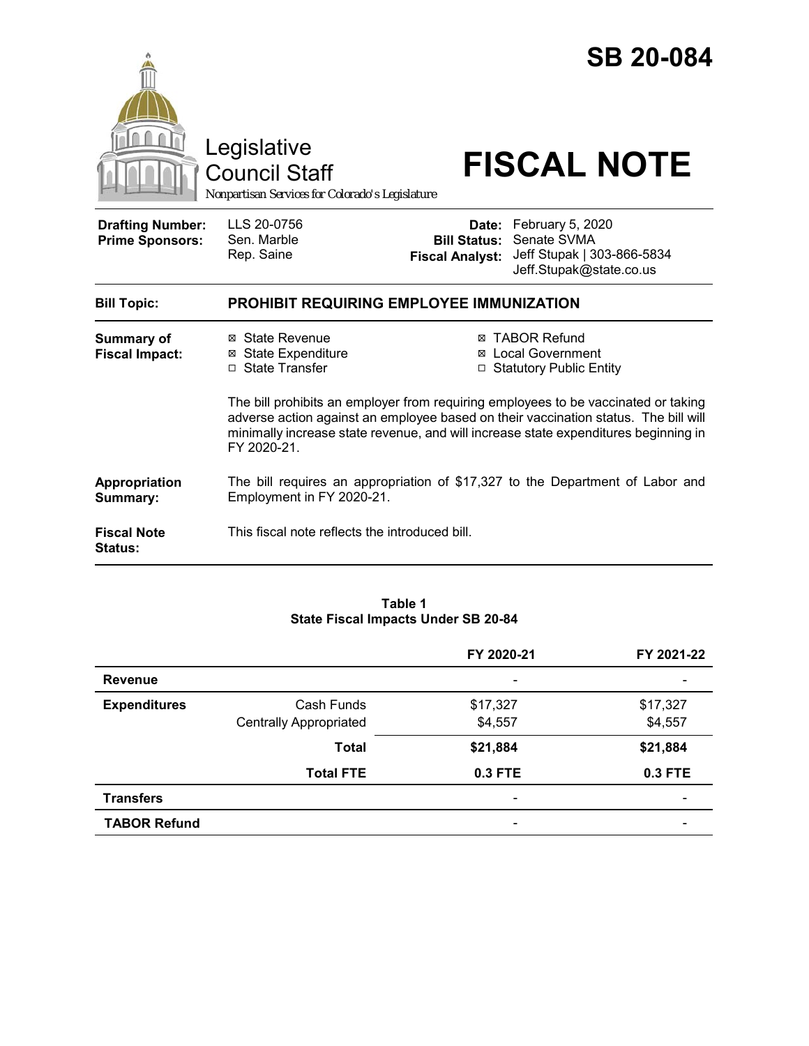# SB 20-084

Legislative Council Staff

*Nonpartisan Services for Colorado's Legislature*

# FISCAL NOTE

| | | | |
|---|---|---|---|
| **Drafting Number:** | LLS 20-0756 | **Date:** | February 5, 2020 |
| **Prime Sponsors:** | Sen. Marble<br>Rep. Saine | **Bill Status:** | Senate SVMA |
| | | **Fiscal Analyst:** | Jeff Stupak \| 303-866-5834<br>Jeff.Stupak@state.co.us |

**Bill Topic:** **PROHIBIT REQUIRING EMPLOYEE IMMUNIZATION**

**Summary of Fiscal Impact:**

- ☒ State Revenue
- ☒ State Expenditure
- ☐ State Transfer
- ☒ TABOR Refund
- ☒ Local Government
- ☐ Statutory Public Entity

The bill prohibits an employer from requiring employees to be vaccinated or taking adverse action against an employee based on their vaccination status. The bill will minimally increase state revenue, and will increase state expenditures beginning in FY 2020-21.

**Appropriation Summary:** The bill requires an appropriation of $17,327 to the Department of Labor and Employment in FY 2020-21.

**Fiscal Note Status:** This fiscal note reflects the introduced bill.

**Table 1**
**State Fiscal Impacts Under SB 20-84**

| | | FY 2020-21 | FY 2021-22 |
|---|---|---|---|
| **Revenue** | | - | - |
| **Expenditures** | Cash Funds | $17,327 | $17,327 |
| | Centrally Appropriated | $4,557 | $4,557 |
| | **Total** | **$21,884** | **$21,884** |
| | **Total FTE** | **0.3 FTE** | **0.3 FTE** |
| **Transfers** | | - | - |
| **TABOR Refund** | | - | - |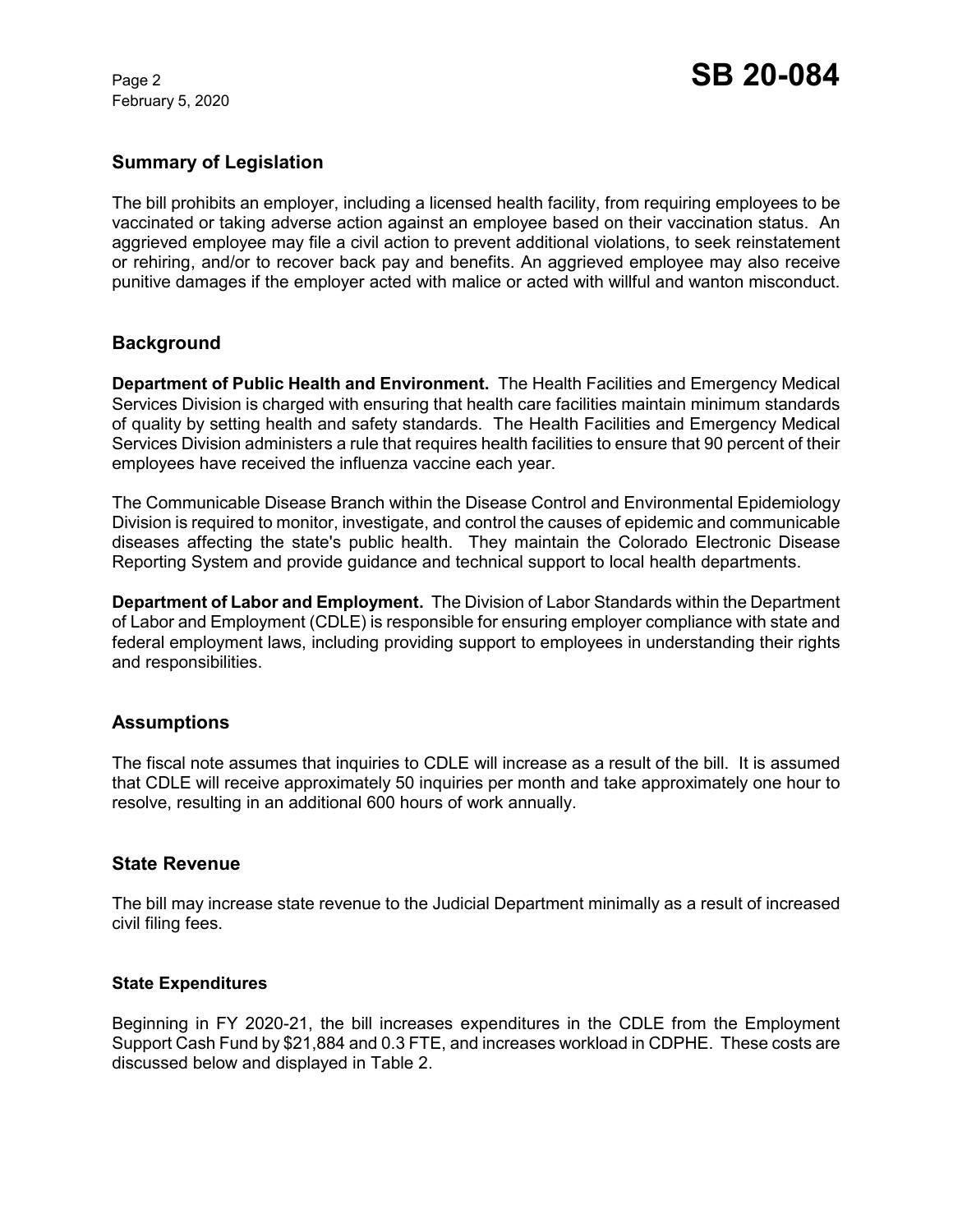## Summary of Legislation

The bill prohibits an employer, including a licensed health facility, from requiring employees to be vaccinated or taking adverse action against an employee based on their vaccination status. An aggrieved employee may file a civil action to prevent additional violations, to seek reinstatement or rehiring, and/or to recover back pay and benefits. An aggrieved employee may also receive punitive damages if the employer acted with malice or acted with willful and wanton misconduct.

## Background

**Department of Public Health and Environment.** The Health Facilities and Emergency Medical Services Division is charged with ensuring that health care facilities maintain minimum standards of quality by setting health and safety standards. The Health Facilities and Emergency Medical Services Division administers a rule that requires health facilities to ensure that 90 percent of their employees have received the influenza vaccine each year.

The Communicable Disease Branch within the Disease Control and Environmental Epidemiology Division is required to monitor, investigate, and control the causes of epidemic and communicable diseases affecting the state's public health. They maintain the Colorado Electronic Disease Reporting System and provide guidance and technical support to local health departments.

**Department of Labor and Employment.** The Division of Labor Standards within the Department of Labor and Employment (CDLE) is responsible for ensuring employer compliance with state and federal employment laws, including providing support to employees in understanding their rights and responsibilities.

## Assumptions

The fiscal note assumes that inquiries to CDLE will increase as a result of the bill. It is assumed that CDLE will receive approximately 50 inquiries per month and take approximately one hour to resolve, resulting in an additional 600 hours of work annually.

## State Revenue

The bill may increase state revenue to the Judicial Department minimally as a result of increased civil filing fees.

### State Expenditures

Beginning in FY 2020-21, the bill increases expenditures in the CDLE from the Employment Support Cash Fund by $21,884 and 0.3 FTE, and increases workload in CDPHE. These costs are discussed below and displayed in Table 2.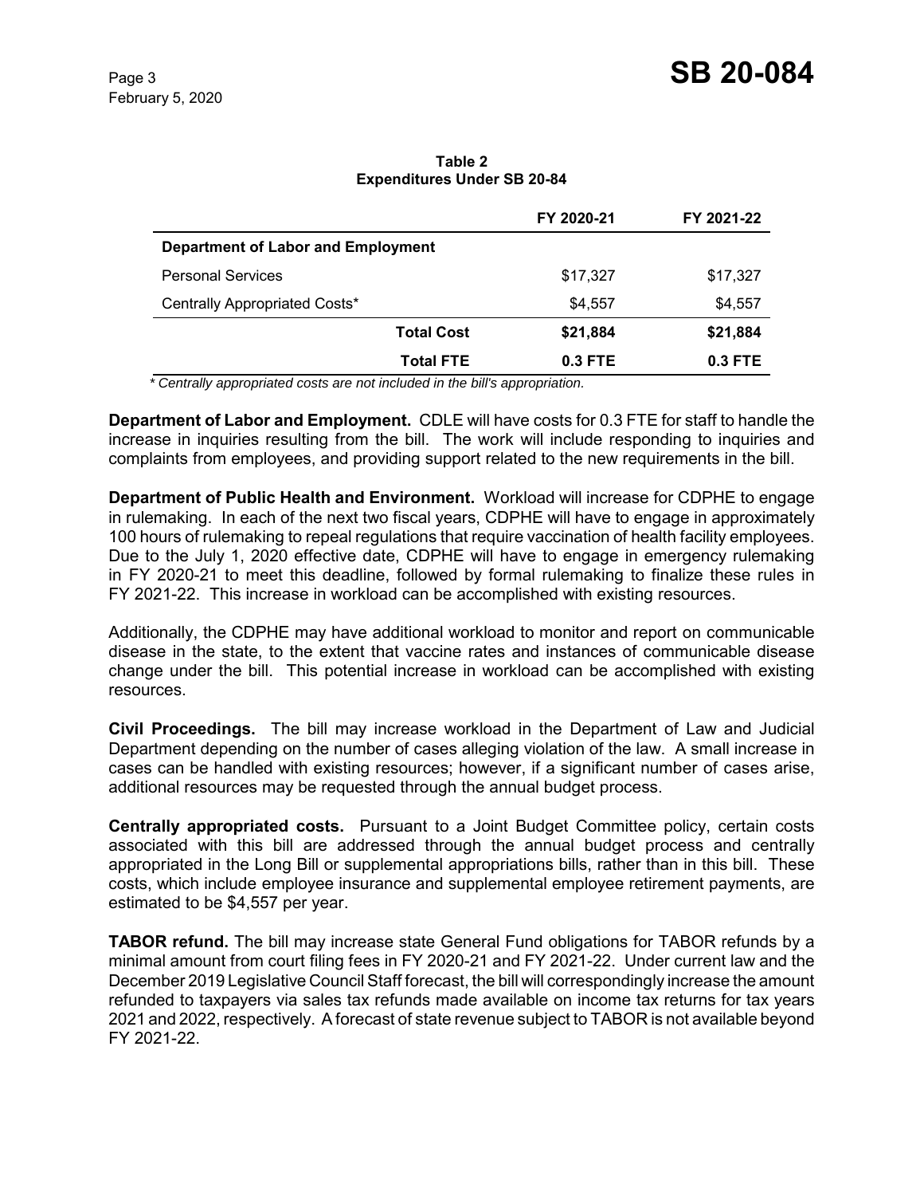**Table 2**
**Expenditures Under SB 20-84**

| | FY 2020-21 | FY 2021-22 |
|---|---|---|
| **Department of Labor and Employment** | | |
| Personal Services | $17,327 | $17,327 |
| Centrally Appropriated Costs* | $4,557 | $4,557 |
| **Total Cost** | **$21,884** | **$21,884** |
| **Total FTE** | **0.3 FTE** | **0.3 FTE** |

*\* Centrally appropriated costs are not included in the bill's appropriation.*

**Department of Labor and Employment.** CDLE will have costs for 0.3 FTE for staff to handle the increase in inquiries resulting from the bill. The work will include responding to inquiries and complaints from employees, and providing support related to the new requirements in the bill.

**Department of Public Health and Environment.** Workload will increase for CDPHE to engage in rulemaking. In each of the next two fiscal years, CDPHE will have to engage in approximately 100 hours of rulemaking to repeal regulations that require vaccination of health facility employees. Due to the July 1, 2020 effective date, CDPHE will have to engage in emergency rulemaking in FY 2020-21 to meet this deadline, followed by formal rulemaking to finalize these rules in FY 2021-22. This increase in workload can be accomplished with existing resources.

Additionally, the CDPHE may have additional workload to monitor and report on communicable disease in the state, to the extent that vaccine rates and instances of communicable disease change under the bill. This potential increase in workload can be accomplished with existing resources.

**Civil Proceedings.** The bill may increase workload in the Department of Law and Judicial Department depending on the number of cases alleging violation of the law. A small increase in cases can be handled with existing resources; however, if a significant number of cases arise, additional resources may be requested through the annual budget process.

**Centrally appropriated costs.** Pursuant to a Joint Budget Committee policy, certain costs associated with this bill are addressed through the annual budget process and centrally appropriated in the Long Bill or supplemental appropriations bills, rather than in this bill. These costs, which include employee insurance and supplemental employee retirement payments, are estimated to be $4,557 per year.

**TABOR refund.** The bill may increase state General Fund obligations for TABOR refunds by a minimal amount from court filing fees in FY 2020-21 and FY 2021-22. Under current law and the December 2019 Legislative Council Staff forecast, the bill will correspondingly increase the amount refunded to taxpayers via sales tax refunds made available on income tax returns for tax years 2021 and 2022, respectively. A forecast of state revenue subject to TABOR is not available beyond FY 2021-22.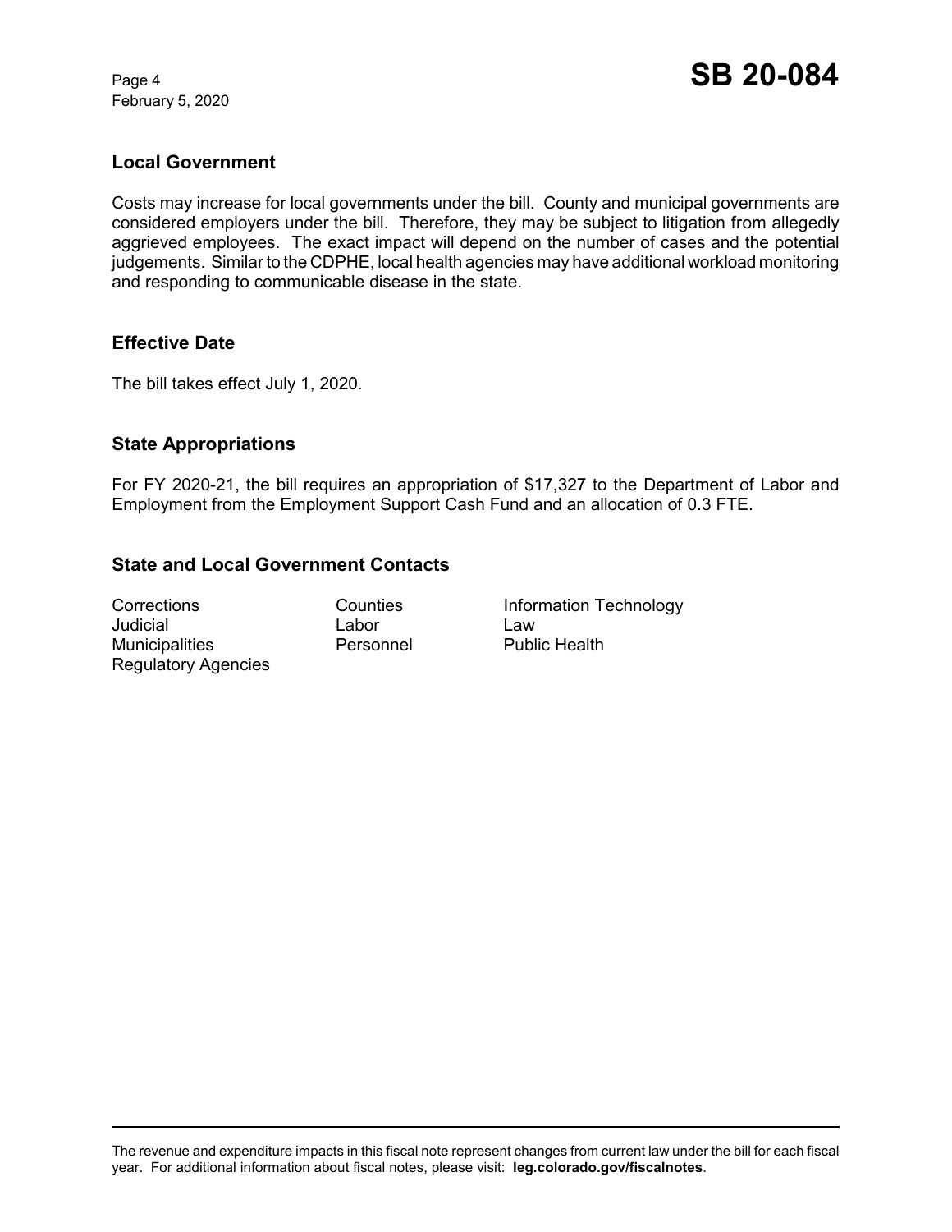## Local Government

Costs may increase for local governments under the bill. County and municipal governments are considered employers under the bill. Therefore, they may be subject to litigation from allegedly aggrieved employees. The exact impact will depend on the number of cases and the potential judgements. Similar to the CDPHE, local health agencies may have additional workload monitoring and responding to communicable disease in the state.

## Effective Date

The bill takes effect July 1, 2020.

## State Appropriations

For FY 2020-21, the bill requires an appropriation of $17,327 to the Department of Labor and Employment from the Employment Support Cash Fund and an allocation of 0.3 FTE.

## State and Local Government Contacts

| | | |
|---|---|---|
| Corrections | Counties | Information Technology |
| Judicial | Labor | Law |
| Municipalities | Personnel | Public Health |
| Regulatory Agencies | | |

The revenue and expenditure impacts in this fiscal note represent changes from current law under the bill for each fiscal year. For additional information about fiscal notes, please visit: **leg.colorado.gov/fiscalnotes**.